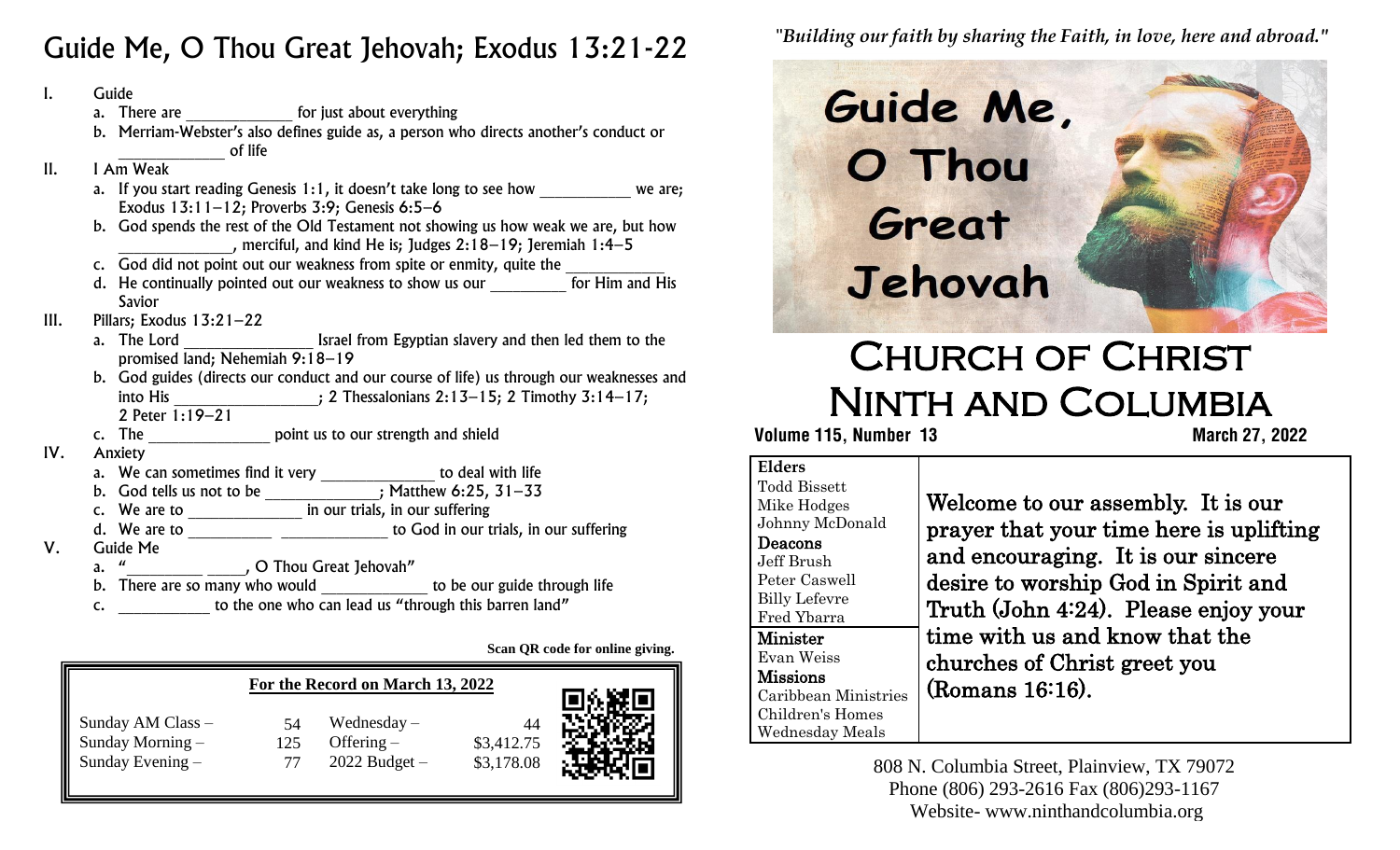# Guide Me, O Thou Great Jehovah; Exodus 13:21-22

I. Guide
   a. There are ____________ for just about everything
   b. Merriam-Webster's also defines guide as, a person who directs another's conduct or ____________ of life

II. I Am Weak
   a. If you start reading Genesis 1:1, it doesn't take long to see how __________ we are; Exodus 13:11–12; Proverbs 3:9; Genesis 6:5–6
   b. God spends the rest of the Old Testament not showing us how weak we are, but how ______________, merciful, and kind He is; Judges 2:18–19; Jeremiah 1:4–5
   c. God did not point out our weakness from spite or enmity, quite the ____________
   d. He continually pointed out our weakness to show us our _________ for Him and His Savior

III. Pillars; Exodus 13:21–22
   a. The Lord ______________ Israel from Egyptian slavery and then led them to the promised land; Nehemiah 9:18–19
   b. God guides (directs our conduct and our course of life) us through our weaknesses and into His ________________; 2 Thessalonians 2:13–15; 2 Timothy 3:14–17; 2 Peter 1:19–21
   c. The ______________ point us to our strength and shield

IV. Anxiety
   a. We can sometimes find it very _____________ to deal with life
   b. God tells us not to be _____________; Matthew 6:25, 31–33
   c. We are to _____________ in our trials, in our suffering
   d. We are to __________ ____________ to God in our trials, in our suffering

V. Guide Me
   a. "_________ _____, O Thou Great Jehovah"
   b. There are so many who would ____________ to be our guide through life
   c. ___________ to the one who can lead us "through this barren land"

**Scan QR code for online giving.**

**For the Record on March 13, 2022**

| | | | |
|---|---|---|---|
| Sunday AM Class – | 54 | Wednesday – | 44 |
| Sunday Morning – | 125 | Offering – | $3,412.75 |
| Sunday Evening – | 77 | 2022 Budget – | $3,178.08 |

*"Building our faith by sharing the Faith, in love, here and abroad."*

# Church of Christ Ninth and Columbia

**Volume 115, Number 13** **March 27, 2022**

**Elders**
Todd Bissett
Mike Hodges
Johnny McDonald

**Deacons**
Jeff Brush
Peter Caswell
Billy Lefevre
Fred Ybarra

**Minister**
Evan Weiss

**Missions**
Caribbean Ministries
Children's Homes
Wednesday Meals

Welcome to our assembly. It is our prayer that your time here is uplifting and encouraging. It is our sincere desire to worship God in Spirit and Truth (John 4:24). Please enjoy your time with us and know that the churches of Christ greet you (Romans 16:16).

808 N. Columbia Street, Plainview, TX 79072
Phone (806) 293-2616 Fax (806)293-1167
Website- www.ninthandcolumbia.org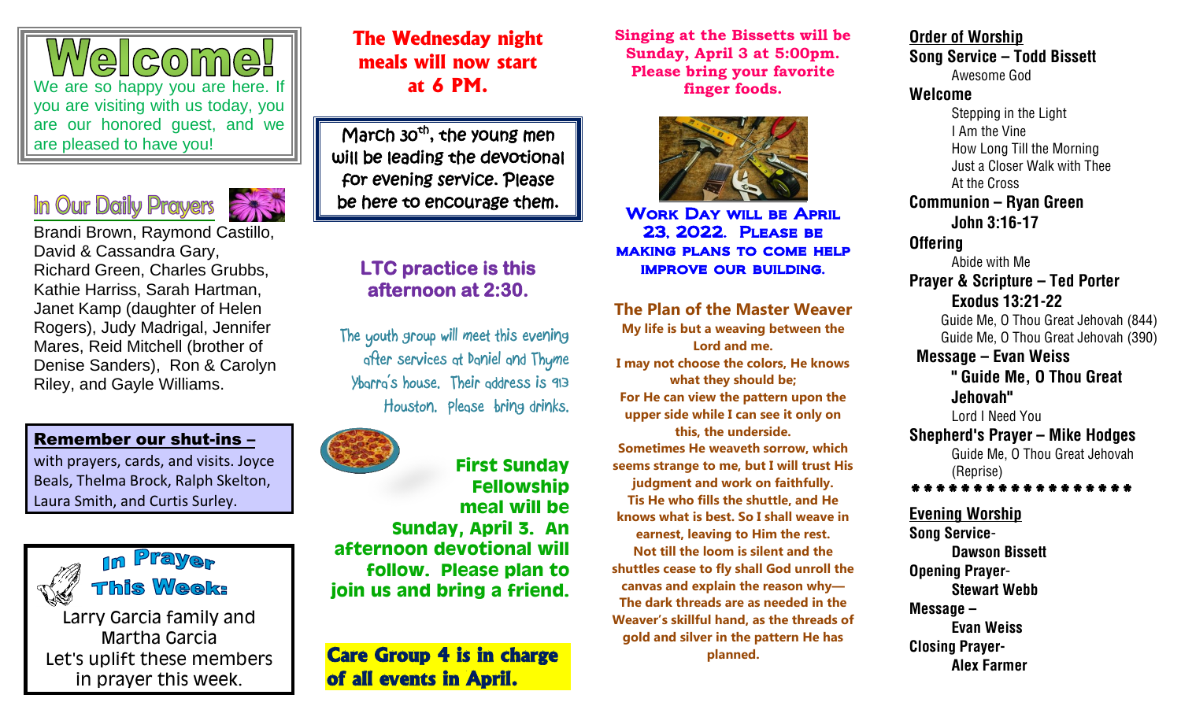# Welcome!

We are so happy you are here. If you are visiting with us today, you are our honored guest, and we are pleased to have you!

## In Our Daily Prayers

Brandi Brown, Raymond Castillo, David & Cassandra Gary, Richard Green, Charles Grubbs, Kathie Harriss, Sarah Hartman, Janet Kamp (daughter of Helen Rogers), Judy Madrigal, Jennifer Mares, Reid Mitchell (brother of Denise Sanders), Ron & Carolyn Riley, and Gayle Williams.

**Remember our shut-ins –** with prayers, cards, and visits. Joyce Beals, Thelma Brock, Ralph Skelton, Laura Smith, and Curtis Surley.

## In Prayer This Week:

Larry Garcia family and Martha Garcia
Let's uplift these members in prayer this week.

**The Wednesday night meals will now start at 6 PM.**

March 30th, the young men will be leading the devotional for evening service. Please be here to encourage them.

**LTC practice is this afternoon at 2:30.**

The youth group will meet this evening after services at Daniel and Thyme Ybarra's house. Their address is 913 Houston. Please bring drinks.

**First Sunday Fellowship meal will be Sunday, April 3. An afternoon devotional will follow. Please plan to join us and bring a friend.**

**Care Group 4 is in charge of all events in April.**

**Singing at the Bissetts will be Sunday, April 3 at 5:00pm. Please bring your favorite finger foods.**

**Work Day will be April 23, 2022. Please be making plans to come help improve our building.**

## The Plan of the Master Weaver

**My life is but a weaving between the Lord and me.**
**I may not choose the colors, He knows what they should be;**
**For He can view the pattern upon the upper side while I can see it only on this, the underside.**
**Sometimes He weaveth sorrow, which seems strange to me, but I will trust His judgment and work on faithfully.**
**Tis He who fills the shuttle, and He knows what is best. So I shall weave in earnest, leaving to Him the rest.**
**Not till the loom is silent and the shuttles cease to fly shall God unroll the canvas and explain the reason why—**
**The dark threads are as needed in the Weaver's skillful hand, as the threads of gold and silver in the pattern He has planned.**

## Order of Worship

**Song Service – Todd Bissett**
Awesome God

**Welcome**
Stepping in the Light
I Am the Vine
How Long Till the Morning
Just a Closer Walk with Thee
At the Cross

**Communion – Ryan Green**
**John 3:16-17**

**Offering**
Abide with Me

**Prayer & Scripture – Ted Porter**
**Exodus 13:21-22**
Guide Me, O Thou Great Jehovah (844)
Guide Me, O Thou Great Jehovah (390)

**Message – Evan Weiss**
**" Guide Me, O Thou Great Jehovah"**
Lord I Need You

**Shepherd's Prayer – Mike Hodges**
Guide Me, O Thou Great Jehovah (Reprise)

\* \* \* \* \* \* \* \* \* \* \* \* \* \* \* \* \* \*

## Evening Worship

**Song Service-**
**Dawson Bissett**

**Opening Prayer-**
**Stewart Webb**

**Message –**
**Evan Weiss**

**Closing Prayer-**
**Alex Farmer**